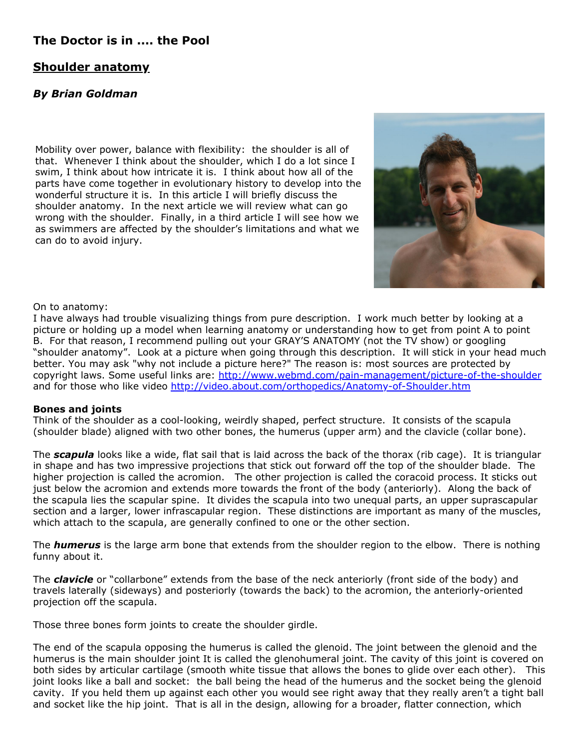## The Doctor is in .... the Pool

## <u>Shoulder anatomy</u>

### *By Brian Goldman*

Mobility over power, balance with flexibility: the shoulder is all of that. Whenever I think about the shoulder, which I do a lot since I swim, I think about how intricate it is. I think about how all of the parts have come together in evolutionary history to develop into the wonderful structure it is. In this article I will briefly discuss the shoulder anatomy. In the next article we will review what can go wrong with the shoulder. Finally, in a third article I will see how we as swimmers are affected by the shoulder's limitations and what we can do to avoid injury.

On to anatomy:
I have always had trouble visualizing things from pure description. I work much better by looking at a picture or holding up a model when learning anatomy or understanding how to get from point A to point B. For that reason, I recommend pulling out your GRAY'S ANATOMY (not the TV show) or googling "shoulder anatomy". Look at a picture when going through this description. It will stick in your head much better. You may ask "why not include a picture here?" The reason is: most sources are protected by copyright laws. Some useful links are: http://www.webmd.com/pain-management/picture-of-the-shoulder and for those who like video http://video.about.com/orthopedics/Anatomy-of-Shoulder.htm

**Bones and joints**
Think of the shoulder as a cool-looking, weirdly shaped, perfect structure. It consists of the scapula (shoulder blade) aligned with two other bones, the humerus (upper arm) and the clavicle (collar bone).

The ***scapula*** looks like a wide, flat sail that is laid across the back of the thorax (rib cage). It is triangular in shape and has two impressive projections that stick out forward off the top of the shoulder blade. The higher projection is called the acromion. The other projection is called the coracoid process. It sticks out just below the acromion and extends more towards the front of the body (anteriorly). Along the back of the scapula lies the scapular spine. It divides the scapula into two unequal parts, an upper suprascapular section and a larger, lower infrascapular region. These distinctions are important as many of the muscles, which attach to the scapula, are generally confined to one or the other section.

The ***humerus*** is the large arm bone that extends from the shoulder region to the elbow. There is nothing funny about it.

The ***clavicle*** or "collarbone" extends from the base of the neck anteriorly (front side of the body) and travels laterally (sideways) and posteriorly (towards the back) to the acromion, the anteriorly-oriented projection off the scapula.

Those three bones form joints to create the shoulder girdle.

The end of the scapula opposing the humerus is called the glenoid. The joint between the glenoid and the humerus is the main shoulder joint It is called the glenohumeral joint. The cavity of this joint is covered on both sides by articular cartilage (smooth white tissue that allows the bones to glide over each other). This joint looks like a ball and socket: the ball being the head of the humerus and the socket being the glenoid cavity. If you held them up against each other you would see right away that they really aren't a tight ball and socket like the hip joint. That is all in the design, allowing for a broader, flatter connection, which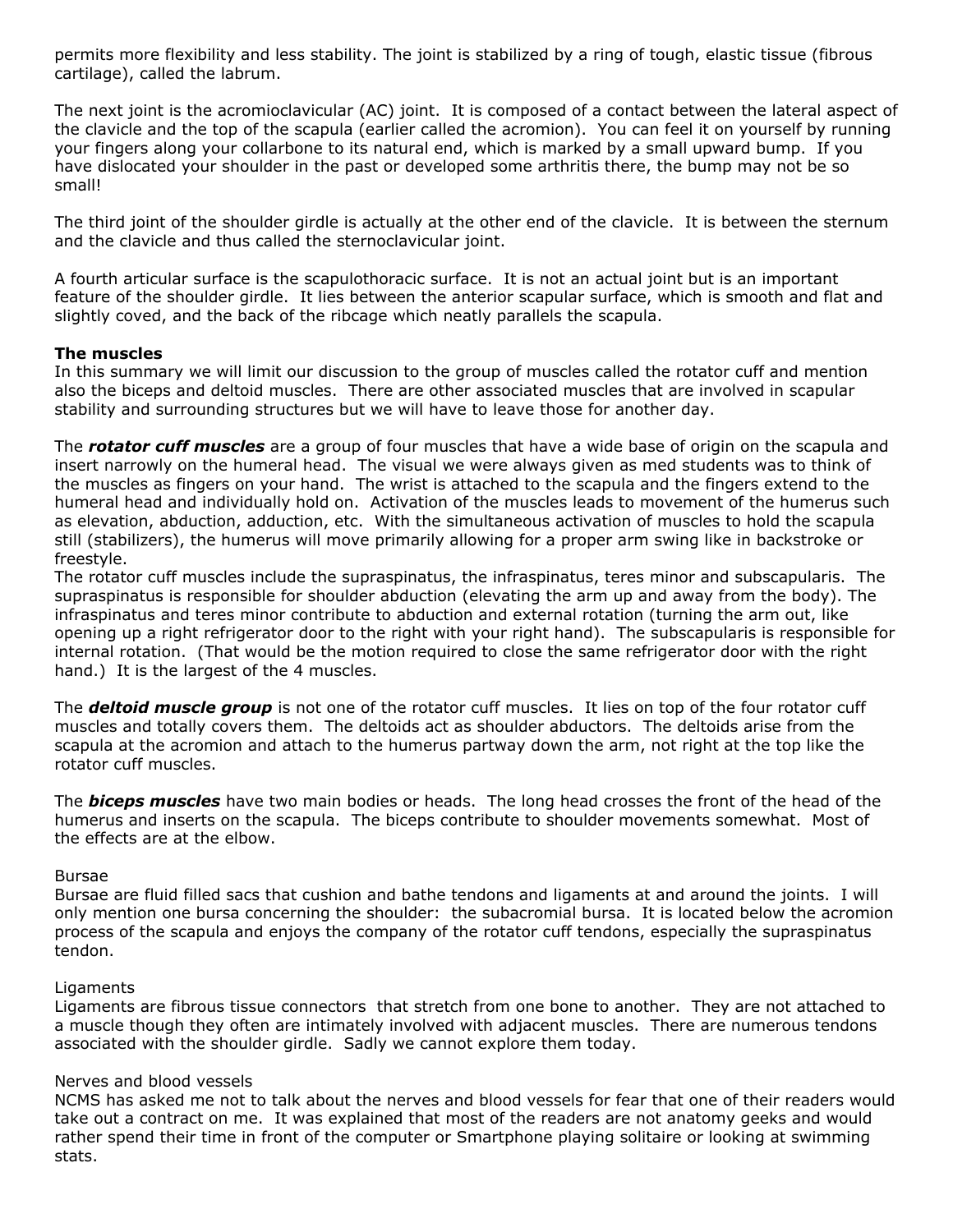permits more flexibility and less stability. The joint is stabilized by a ring of tough, elastic tissue (fibrous cartilage), called the labrum.

The next joint is the acromioclavicular (AC) joint. It is composed of a contact between the lateral aspect of the clavicle and the top of the scapula (earlier called the acromion). You can feel it on yourself by running your fingers along your collarbone to its natural end, which is marked by a small upward bump. If you have dislocated your shoulder in the past or developed some arthritis there, the bump may not be so small!

The third joint of the shoulder girdle is actually at the other end of the clavicle. It is between the sternum and the clavicle and thus called the sternoclavicular joint.

A fourth articular surface is the scapulothoracic surface. It is not an actual joint but is an important feature of the shoulder girdle. It lies between the anterior scapular surface, which is smooth and flat and slightly coved, and the back of the ribcage which neatly parallels the scapula.

**The muscles**

In this summary we will limit our discussion to the group of muscles called the rotator cuff and mention also the biceps and deltoid muscles. There are other associated muscles that are involved in scapular stability and surrounding structures but we will have to leave those for another day.

The ***rotator cuff muscles*** are a group of four muscles that have a wide base of origin on the scapula and insert narrowly on the humeral head. The visual we were always given as med students was to think of the muscles as fingers on your hand. The wrist is attached to the scapula and the fingers extend to the humeral head and individually hold on. Activation of the muscles leads to movement of the humerus such as elevation, abduction, adduction, etc. With the simultaneous activation of muscles to hold the scapula still (stabilizers), the humerus will move primarily allowing for a proper arm swing like in backstroke or freestyle.

The rotator cuff muscles include the supraspinatus, the infraspinatus, teres minor and subscapularis. The supraspinatus is responsible for shoulder abduction (elevating the arm up and away from the body). The infraspinatus and teres minor contribute to abduction and external rotation (turning the arm out, like opening up a right refrigerator door to the right with your right hand). The subscapularis is responsible for internal rotation. (That would be the motion required to close the same refrigerator door with the right hand.) It is the largest of the 4 muscles.

The ***deltoid muscle group*** is not one of the rotator cuff muscles. It lies on top of the four rotator cuff muscles and totally covers them. The deltoids act as shoulder abductors. The deltoids arise from the scapula at the acromion and attach to the humerus partway down the arm, not right at the top like the rotator cuff muscles.

The ***biceps muscles*** have two main bodies or heads. The long head crosses the front of the head of the humerus and inserts on the scapula. The biceps contribute to shoulder movements somewhat. Most of the effects are at the elbow.

Bursae

Bursae are fluid filled sacs that cushion and bathe tendons and ligaments at and around the joints. I will only mention one bursa concerning the shoulder: the subacromial bursa. It is located below the acromion process of the scapula and enjoys the company of the rotator cuff tendons, especially the supraspinatus tendon.

Ligaments

Ligaments are fibrous tissue connectors that stretch from one bone to another. They are not attached to a muscle though they often are intimately involved with adjacent muscles. There are numerous tendons associated with the shoulder girdle. Sadly we cannot explore them today.

Nerves and blood vessels

NCMS has asked me not to talk about the nerves and blood vessels for fear that one of their readers would take out a contract on me. It was explained that most of the readers are not anatomy geeks and would rather spend their time in front of the computer or Smartphone playing solitaire or looking at swimming stats.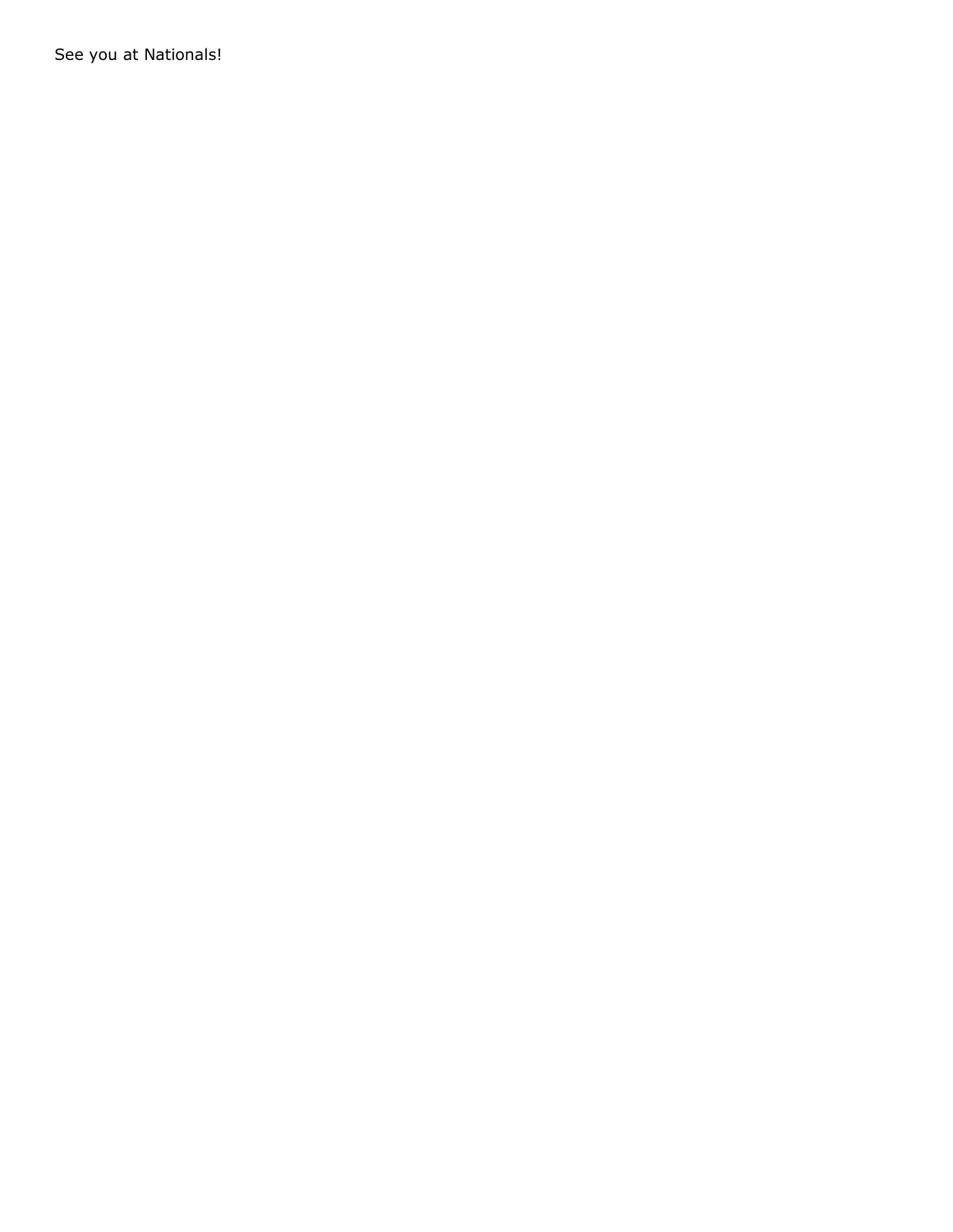See you at Nationals!